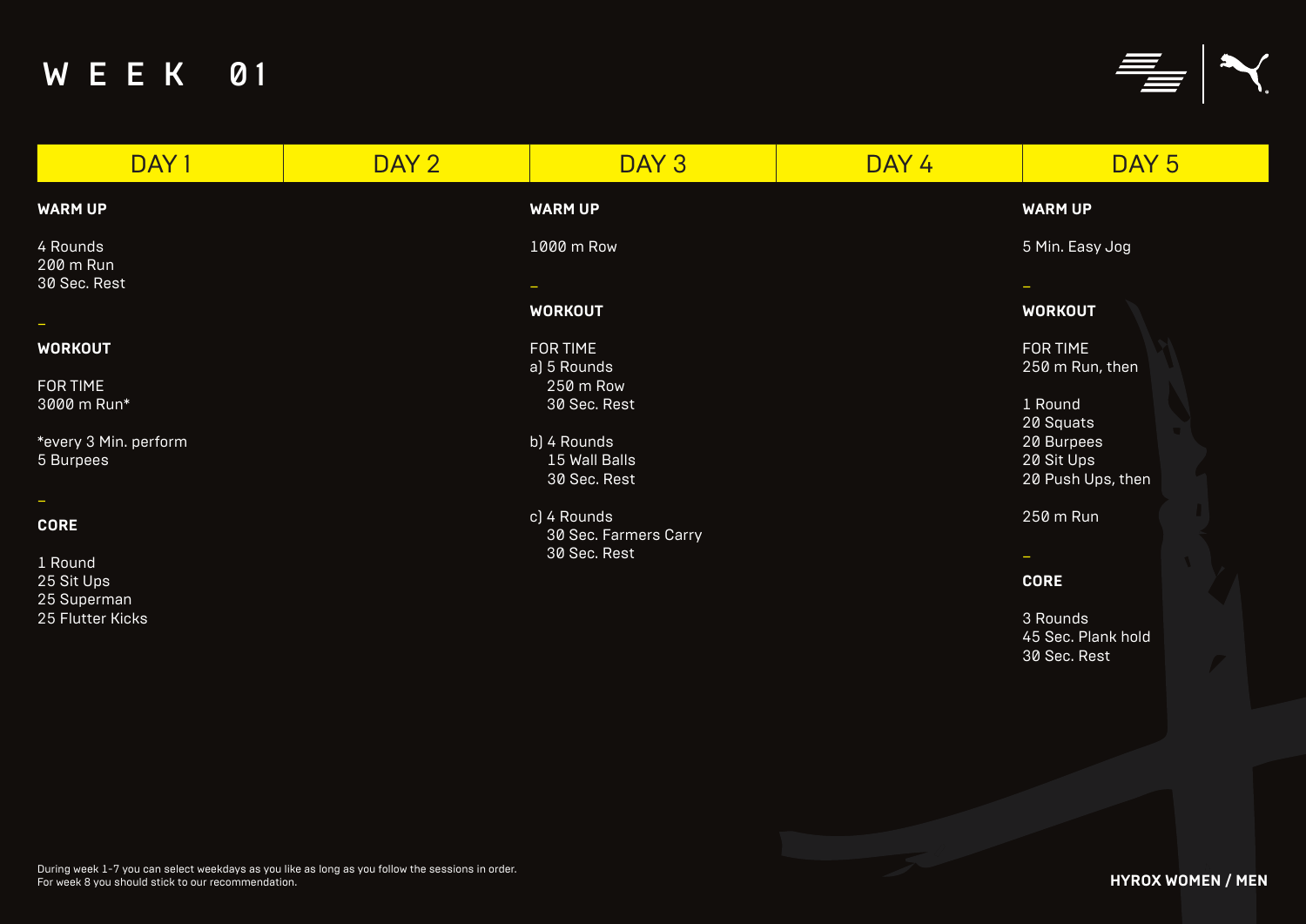# WEEK 01

## DAY 1

**WARM UP**

4 Rounds
200 m Run
30 Sec. Rest

–

**WORKOUT**

FOR TIME
3000 m Run*

*every 3 Min. perform
5 Burpees

–

**CORE**

1 Round
25 Sit Ups
25 Superman
25 Flutter Kicks

## DAY 2

## DAY 3

**WARM UP**

1000 m Row

–

**WORKOUT**

FOR TIME
a) 5 Rounds
250 m Row
30 Sec. Rest

b) 4 Rounds
15 Wall Balls
30 Sec. Rest

c) 4 Rounds
30 Sec. Farmers Carry
30 Sec. Rest

## DAY 4

## DAY 5

**WARM UP**

5 Min. Easy Jog

–

**WORKOUT**

FOR TIME
250 m Run, then

1 Round
20 Squats
20 Burpees
20 Sit Ups
20 Push Ups, then

250 m Run

–

**CORE**

3 Rounds
45 Sec. Plank hold
30 Sec. Rest

During week 1-7 you can select weekdays as you like as long as you follow the sessions in order.
For week 8 you should stick to our recommendation.

**HYROX WOMEN / MEN**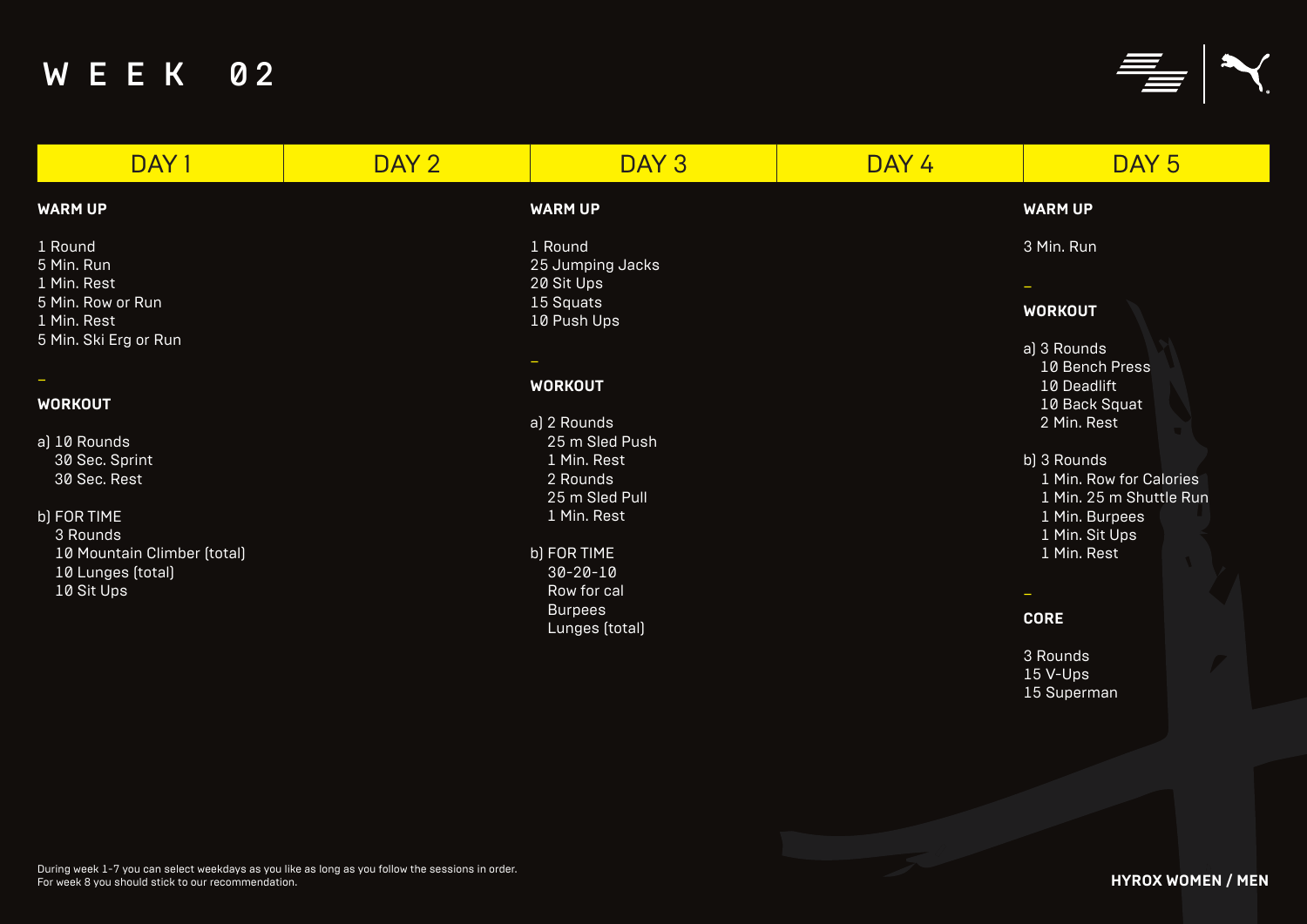# WEEK 02

## DAY 1

**WARM UP**

1 Round
5 Min. Run
1 Min. Rest
5 Min. Row or Run
1 Min. Rest
5 Min. Ski Erg or Run

–

**WORKOUT**

a) 10 Rounds
30 Sec. Sprint
30 Sec. Rest

b) FOR TIME
3 Rounds
10 Mountain Climber (total)
10 Lunges (total)
10 Sit Ups

## DAY 2

## DAY 3

**WARM UP**

1 Round
25 Jumping Jacks
20 Sit Ups
15 Squats
10 Push Ups

–

**WORKOUT**

a) 2 Rounds
25 m Sled Push
1 Min. Rest
2 Rounds
25 m Sled Pull
1 Min. Rest

b) FOR TIME
30-20-10
Row for cal
Burpees
Lunges (total)

## DAY 4

## DAY 5

**WARM UP**

3 Min. Run

–

**WORKOUT**

a) 3 Rounds
10 Bench Press
10 Deadlift
10 Back Squat
2 Min. Rest

b) 3 Rounds
1 Min. Row for Calories
1 Min. 25 m Shuttle Run
1 Min. Burpees
1 Min. Sit Ups
1 Min. Rest

–

**CORE**

3 Rounds
15 V-Ups
15 Superman

During week 1-7 you can select weekdays as you like as long as you follow the sessions in order.
For week 8 you should stick to our recommendation.

**HYROX WOMEN / MEN**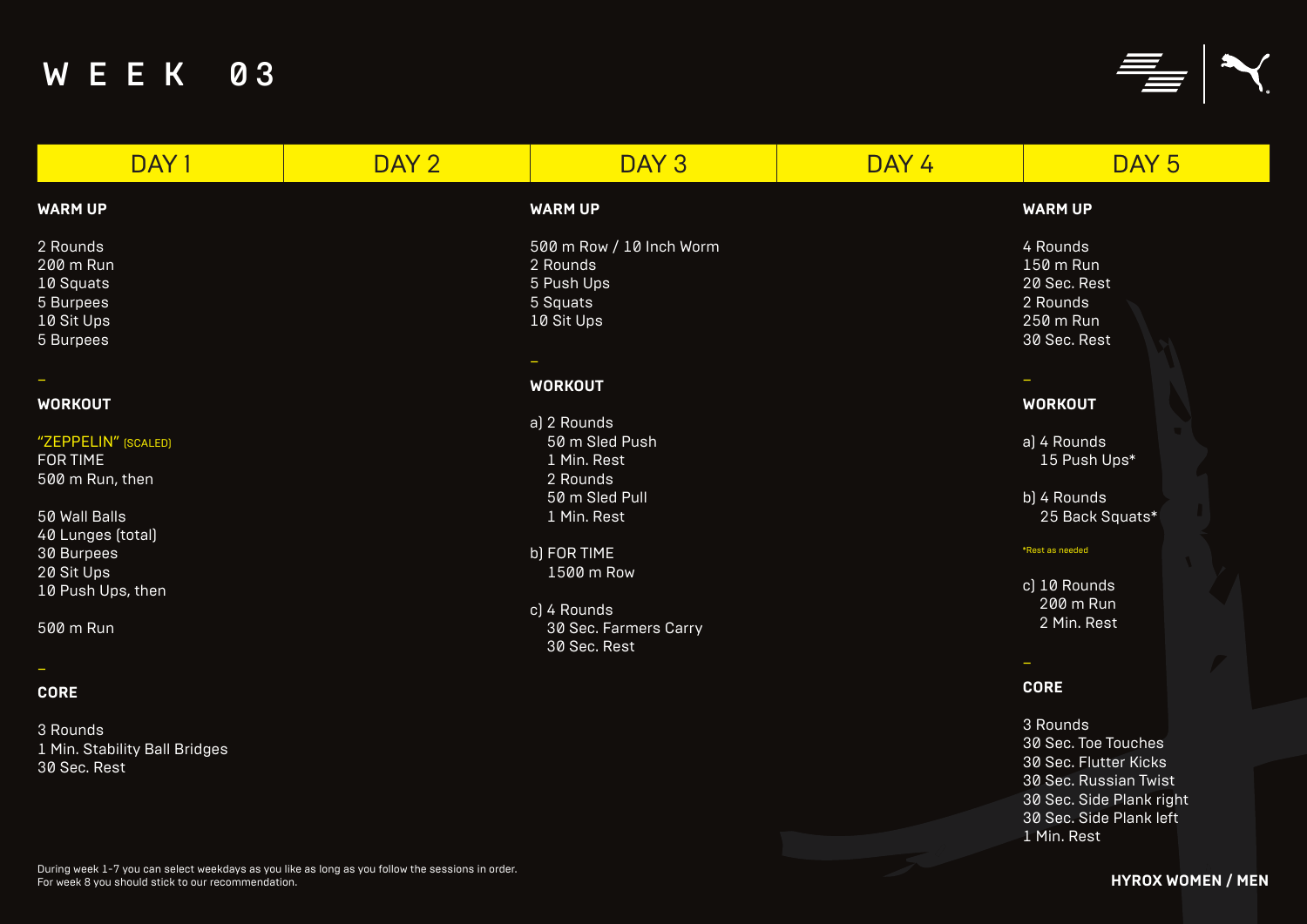# WEEK 03

## DAY 1

**WARM UP**

2 Rounds
200 m Run
10 Squats
5 Burpees
10 Sit Ups
5 Burpees

–

**WORKOUT**

"ZEPPELIN" (SCALED)
FOR TIME
500 m Run, then

50 Wall Balls
40 Lunges (total)
30 Burpees
20 Sit Ups
10 Push Ups, then

500 m Run

–

**CORE**

3 Rounds
1 Min. Stability Ball Bridges
30 Sec. Rest

## DAY 2

## DAY 3

**WARM UP**

500 m Row / 10 Inch Worm
2 Rounds
5 Push Ups
5 Squats
10 Sit Ups

–

**WORKOUT**

a) 2 Rounds
50 m Sled Push
1 Min. Rest
2 Rounds
50 m Sled Pull
1 Min. Rest

b) FOR TIME
1500 m Row

c) 4 Rounds
30 Sec. Farmers Carry
30 Sec. Rest

## DAY 4

## DAY 5

**WARM UP**

4 Rounds
150 m Run
20 Sec. Rest
2 Rounds
250 m Run
30 Sec. Rest

–

**WORKOUT**

a) 4 Rounds
15 Push Ups*

b) 4 Rounds
25 Back Squats*

*Rest as needed

c) 10 Rounds
200 m Run
2 Min. Rest

–

**CORE**

3 Rounds
30 Sec. Toe Touches
30 Sec. Flutter Kicks
30 Sec. Russian Twist
30 Sec. Side Plank right
30 Sec. Side Plank left
1 Min. Rest

During week 1-7 you can select weekdays as you like as long as you follow the sessions in order.
For week 8 you should stick to our recommendation.

**HYROX WOMEN / MEN**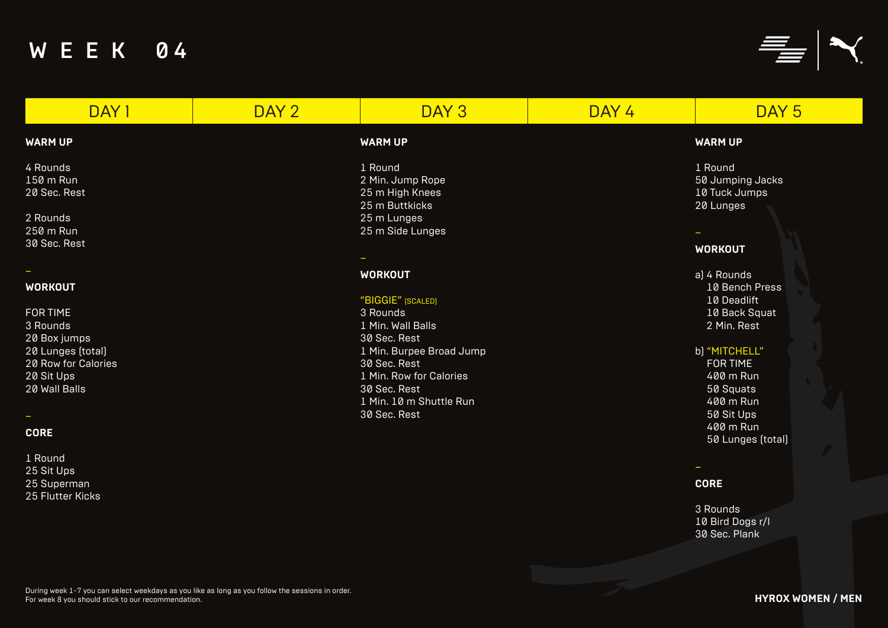# WEEK 04

## DAY 1

**WARM UP**

4 Rounds
150 m Run
20 Sec. Rest

2 Rounds
250 m Run
30 Sec. Rest

–

**WORKOUT**

FOR TIME
3 Rounds
20 Box jumps
20 Lunges (total)
20 Row for Calories
20 Sit Ups
20 Wall Balls

–

**CORE**

1 Round
25 Sit Ups
25 Superman
25 Flutter Kicks

## DAY 2

## DAY 3

**WARM UP**

1 Round
2 Min. Jump Rope
25 m High Knees
25 m Buttkicks
25 m Lunges
25 m Side Lunges

–

**WORKOUT**

"BIGGIE" (SCALED)
3 Rounds
1 Min. Wall Balls
30 Sec. Rest
1 Min. Burpee Broad Jump
30 Sec. Rest
1 Min. Row for Calories
30 Sec. Rest
1 Min. 10 m Shuttle Run
30 Sec. Rest

## DAY 4

## DAY 5

**WARM UP**

1 Round
50 Jumping Jacks
10 Tuck Jumps
20 Lunges

–

**WORKOUT**

a) 4 Rounds
10 Bench Press
10 Deadlift
10 Back Squat
2 Min. Rest

b) "MITCHELL"
FOR TIME
400 m Run
50 Squats
400 m Run
50 Sit Ups
400 m Run
50 Lunges (total)

–

**CORE**

3 Rounds
10 Bird Dogs r/l
30 Sec. Plank

During week 1-7 you can select weekdays as you like as long as you follow the sessions in order.
For week 8 you should stick to our recommendation.

**HYROX WOMEN / MEN**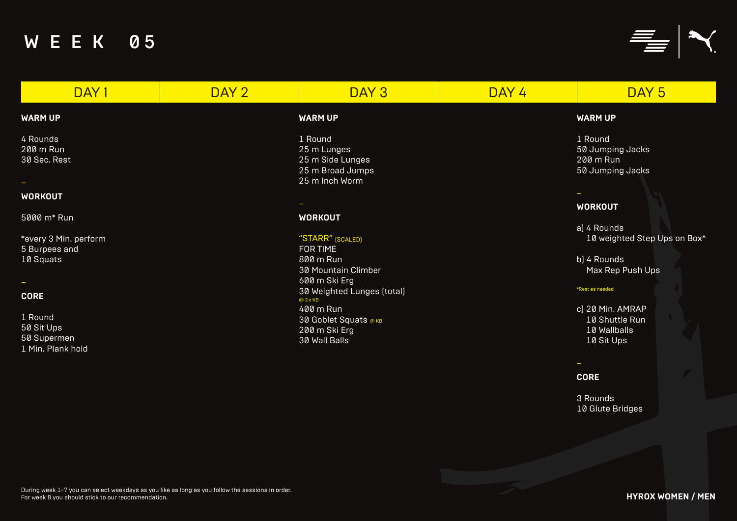# WEEK 05

## DAY 1

**WARM UP**

4 Rounds
200 m Run
30 Sec. Rest

–

**WORKOUT**

5000 m* Run

*every 3 Min. perform
5 Burpees and
10 Squats

–

**CORE**

1 Round
50 Sit Ups
50 Supermen
1 Min. Plank hold

## DAY 2

## DAY 3

**WARM UP**

1 Round
25 m Lunges
25 m Side Lunges
25 m Broad Jumps
25 m Inch Worm

–

**WORKOUT**

"STARR" (SCALED)
FOR TIME
800 m Run
30 Mountain Climber
600 m Ski Erg
30 Weighted Lunges (total)
@ 2 x KB
400 m Run
30 Goblet Squats @ KB
200 m Ski Erg
30 Wall Balls

## DAY 4

## DAY 5

**WARM UP**

1 Round
50 Jumping Jacks
200 m Run
50 Jumping Jacks

–

**WORKOUT**

a) 4 Rounds
10 weighted Step Ups on Box*

b) 4 Rounds
Max Rep Push Ups

*Rest as needed

c) 20 Min. AMRAP
10 Shuttle Run
10 Wallballs
10 Sit Ups

–

**CORE**

3 Rounds
10 Glute Bridges

During week 1-7 you can select weekdays as you like as long as you follow the sessions in order.
For week 8 you should stick to our recommendation.

**HYROX WOMEN / MEN**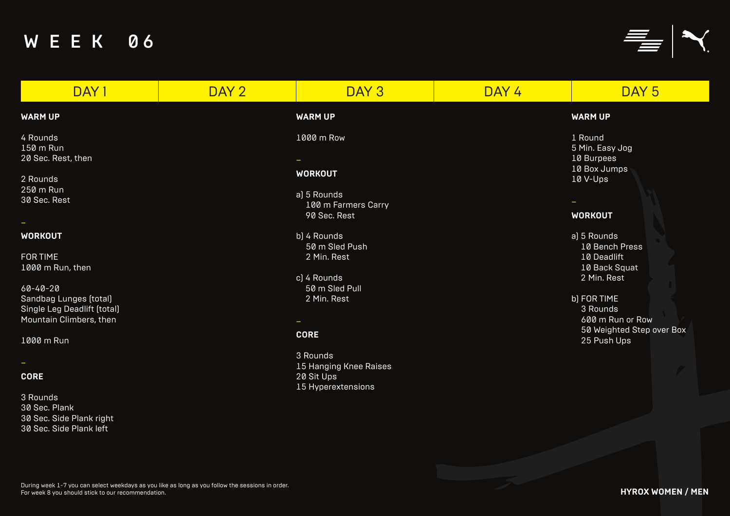# WEEK 06

## DAY 1

**WARM UP**

4 Rounds
150 m Run
20 Sec. Rest, then

2 Rounds
250 m Run
30 Sec. Rest

–

**WORKOUT**

FOR TIME
1000 m Run, then

60-40-20
Sandbag Lunges (total)
Single Leg Deadlift (total)
Mountain Climbers, then

1000 m Run

–

**CORE**

3 Rounds
30 Sec. Plank
30 Sec. Side Plank right
30 Sec. Side Plank left

## DAY 2

## DAY 3

**WARM UP**

1000 m Row

–

**WORKOUT**

a) 5 Rounds
100 m Farmers Carry
90 Sec. Rest

b) 4 Rounds
50 m Sled Push
2 Min. Rest

c) 4 Rounds
50 m Sled Pull
2 Min. Rest

–

**CORE**

3 Rounds
15 Hanging Knee Raises
20 Sit Ups
15 Hyperextensions

## DAY 4

## DAY 5

**WARM UP**

1 Round
5 Min. Easy Jog
10 Burpees
10 Box Jumps
10 V-Ups

–

**WORKOUT**

a) 5 Rounds
10 Bench Press
10 Deadlift
10 Back Squat
2 Min. Rest

b) FOR TIME
3 Rounds
600 m Run or Row
50 Weighted Step over Box
25 Push Ups

During week 1-7 you can select weekdays as you like as long as you follow the sessions in order.
For week 8 you should stick to our recommendation.

**HYROX WOMEN / MEN**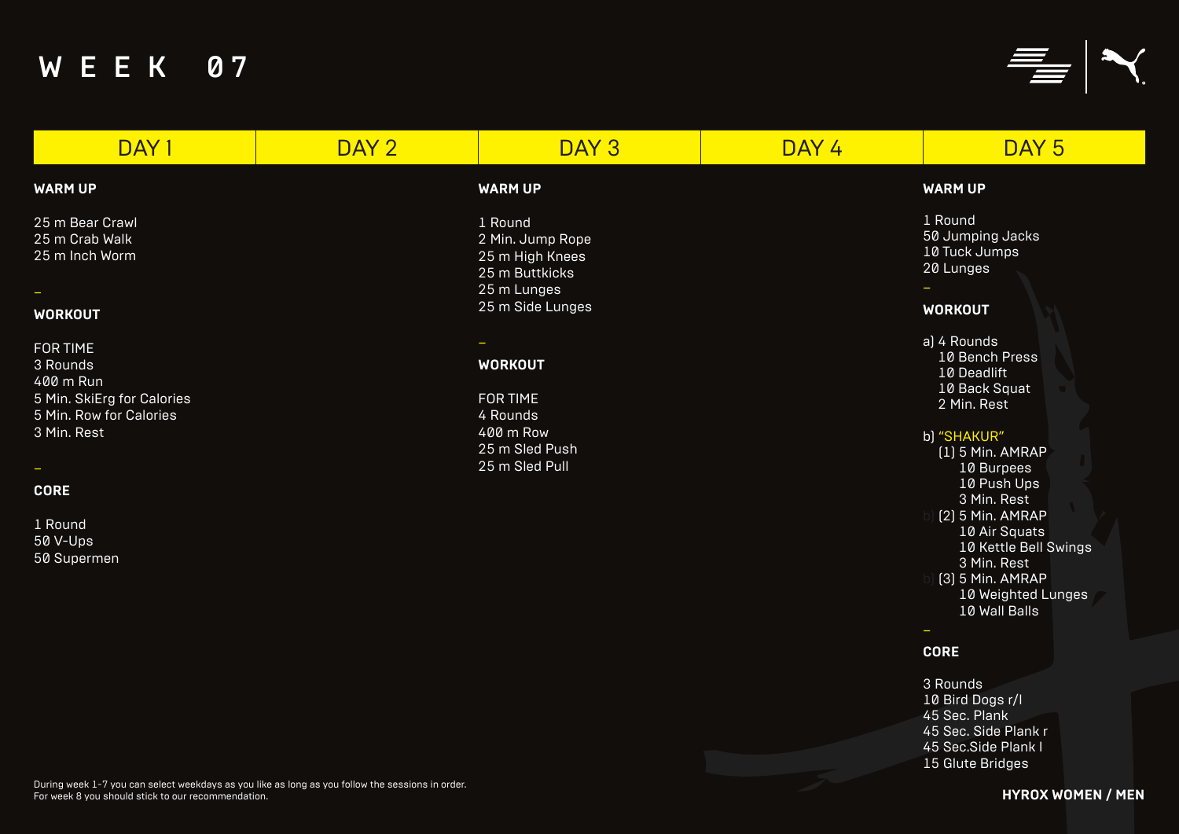# WEEK 07

## DAY 1

**WARM UP**

25 m Bear Crawl
25 m Crab Walk
25 m Inch Worm

–

**WORKOUT**

FOR TIME
3 Rounds
400 m Run
5 Min. SkiErg for Calories
5 Min. Row for Calories
3 Min. Rest

–

**CORE**

1 Round
50 V-Ups
50 Supermen

## DAY 2

## DAY 3

**WARM UP**

1 Round
2 Min. Jump Rope
25 m High Knees
25 m Buttkicks
25 m Lunges
25 m Side Lunges

–

**WORKOUT**

FOR TIME
4 Rounds
400 m Row
25 m Sled Push
25 m Sled Pull

## DAY 4

## DAY 5

**WARM UP**

1 Round
50 Jumping Jacks
10 Tuck Jumps
20 Lunges

–

**WORKOUT**

a) 4 Rounds
- 10 Bench Press
- 10 Deadlift
- 10 Back Squat
- 2 Min. Rest

b) "SHAKUR"
- (1) 5 Min. AMRAP
  - 10 Burpees
  - 10 Push Ups
  - 3 Min. Rest
- (2) 5 Min. AMRAP
  - 10 Air Squats
  - 10 Kettle Bell Swings
  - 3 Min. Rest
- (3) 5 Min. AMRAP
  - 10 Weighted Lunges
  - 10 Wall Balls

–

**CORE**

3 Rounds
10 Bird Dogs r/l
45 Sec. Plank
45 Sec. Side Plank r
45 Sec.Side Plank l
15 Glute Bridges

During week 1-7 you can select weekdays as you like as long as you follow the sessions in order.
For week 8 you should stick to our recommendation.

**HYROX WOMEN / MEN**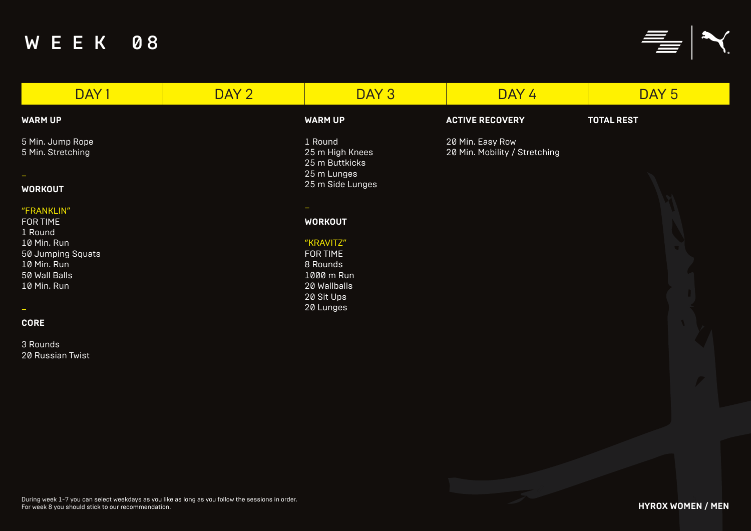# WEEK 08

## DAY 1

**WARM UP**

5 Min. Jump Rope
5 Min. Stretching

–

**WORKOUT**

"FRANKLIN"
FOR TIME
1 Round
10 Min. Run
50 Jumping Squats
10 Min. Run
50 Wall Balls
10 Min. Run

–

**CORE**

3 Rounds
20 Russian Twist

## DAY 2

## DAY 3

**WARM UP**

1 Round
25 m High Knees
25 m Buttkicks
25 m Lunges
25 m Side Lunges

–

**WORKOUT**

"KRAVITZ"
FOR TIME
8 Rounds
1000 m Run
20 Wallballs
20 Sit Ups
20 Lunges

## DAY 4

**ACTIVE RECOVERY**

20 Min. Easy Row
20 Min. Mobility / Stretching

## DAY 5

**TOTAL REST**

During week 1-7 you can select weekdays as you like as long as you follow the sessions in order.
For week 8 you should stick to our recommendation.

**HYROX WOMEN / MEN**